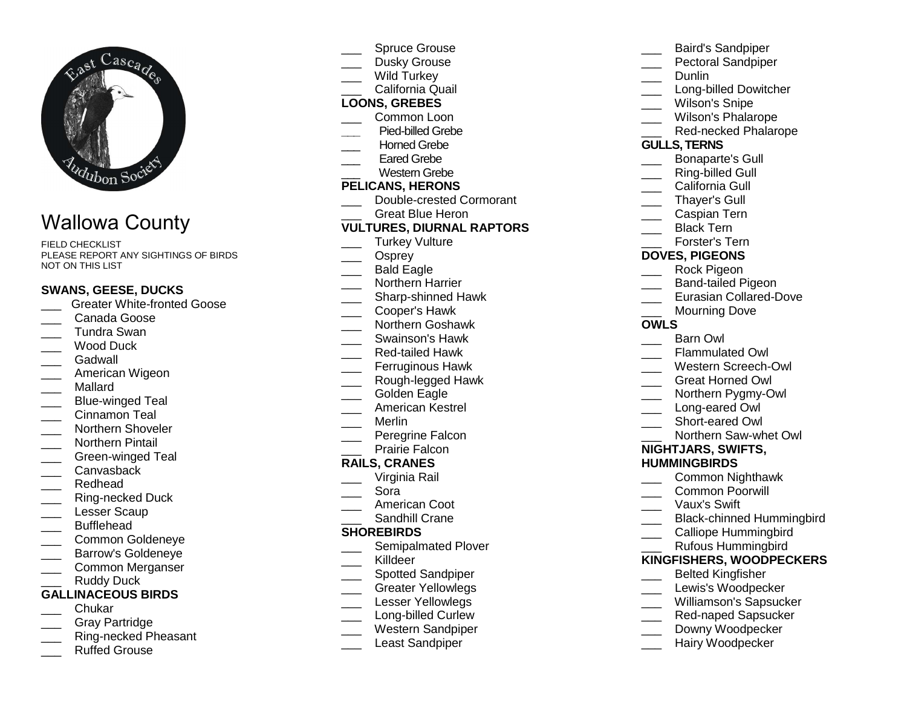# Wallowa County

FIELD CHECKLIST
PLEASE REPORT ANY SIGHTINGS OF BIRDS NOT ON THIS LIST

### SWANS, GEESE, DUCKS

- ___ Greater White-fronted Goose
- ___ Canada Goose
- ___ Tundra Swan
- ___ Wood Duck
- ___ Gadwall
- ___ American Wigeon
- ___ Mallard
- ___ Blue-winged Teal
- ___ Cinnamon Teal
- ___ Northern Shoveler
- ___ Northern Pintail
- ___ Green-winged Teal
- ___ Canvasback
- ___ Redhead
- ___ Ring-necked Duck
- ___ Lesser Scaup
- ___ Bufflehead
- ___ Common Goldeneye
- ___ Barrow's Goldeneye
- ___ Common Merganser
- ___ Ruddy Duck

### GALLINACEOUS BIRDS

- ___ Chukar
- ___ Gray Partridge
- ___ Ring-necked Pheasant
- ___ Ruffed Grouse
- ___ Spruce Grouse
- ___ Dusky Grouse
- ___ Wild Turkey
- ___ California Quail

### LOONS, GREBES

- ___ Common Loon
- ___ Pied-billed Grebe
- ___ Horned Grebe
- ___ Eared Grebe
- ___ Western Grebe

### PELICANS, HERONS

- ___ Double-crested Cormorant
- ___ Great Blue Heron

### VULTURES, DIURNAL RAPTORS

- ___ Turkey Vulture
- ___ Osprey
- ___ Bald Eagle
- ___ Northern Harrier
- ___ Sharp-shinned Hawk
- ___ Cooper's Hawk
- ___ Northern Goshawk
- ___ Swainson's Hawk
- ___ Red-tailed Hawk
- ___ Ferruginous Hawk
- ___ Rough-legged Hawk
- ___ Golden Eagle
- ___ American Kestrel
- ___ Merlin
- ___ Peregrine Falcon
- ___ Prairie Falcon

### RAILS, CRANES

- ___ Virginia Rail
- ___ Sora
- ___ American Coot
- ___ Sandhill Crane

### SHOREBIRDS

- ___ Semipalmated Plover
- ___ Killdeer
- ___ Spotted Sandpiper
- ___ Greater Yellowlegs
- ___ Lesser Yellowlegs
- ___ Long-billed Curlew
- ___ Western Sandpiper
- ___ Least Sandpiper
- ___ Baird's Sandpiper
- ___ Pectoral Sandpiper
- ___ Dunlin
- ___ Long-billed Dowitcher
- ___ Wilson's Snipe
- ___ Wilson's Phalarope
- ___ Red-necked Phalarope

### GULLS, TERNS

- ___ Bonaparte's Gull
- ___ Ring-billed Gull
- ___ California Gull
- ___ Thayer's Gull
- ___ Caspian Tern
- ___ Black Tern
- ___ Forster's Tern

### DOVES, PIGEONS

- ___ Rock Pigeon
- ___ Band-tailed Pigeon
- ___ Eurasian Collared-Dove
- ___ Mourning Dove

### OWLS

- ___ Barn Owl
- ___ Flammulated Owl
- ___ Western Screech-Owl
- ___ Great Horned Owl
- ___ Northern Pygmy-Owl
- ___ Long-eared Owl
- ___ Short-eared Owl
- ___ Northern Saw-whet Owl

### NIGHTJARS, SWIFTS, HUMMINGBIRDS

- ___ Common Nighthawk
- ___ Common Poorwill
- ___ Vaux's Swift
- ___ Black-chinned Hummingbird
- ___ Calliope Hummingbird
- ___ Rufous Hummingbird

### KINGFISHERS, WOODPECKERS

- ___ Belted Kingfisher
- ___ Lewis's Woodpecker
- ___ Williamson's Sapsucker
- ___ Red-naped Sapsucker
- ___ Downy Woodpecker
- ___ Hairy Woodpecker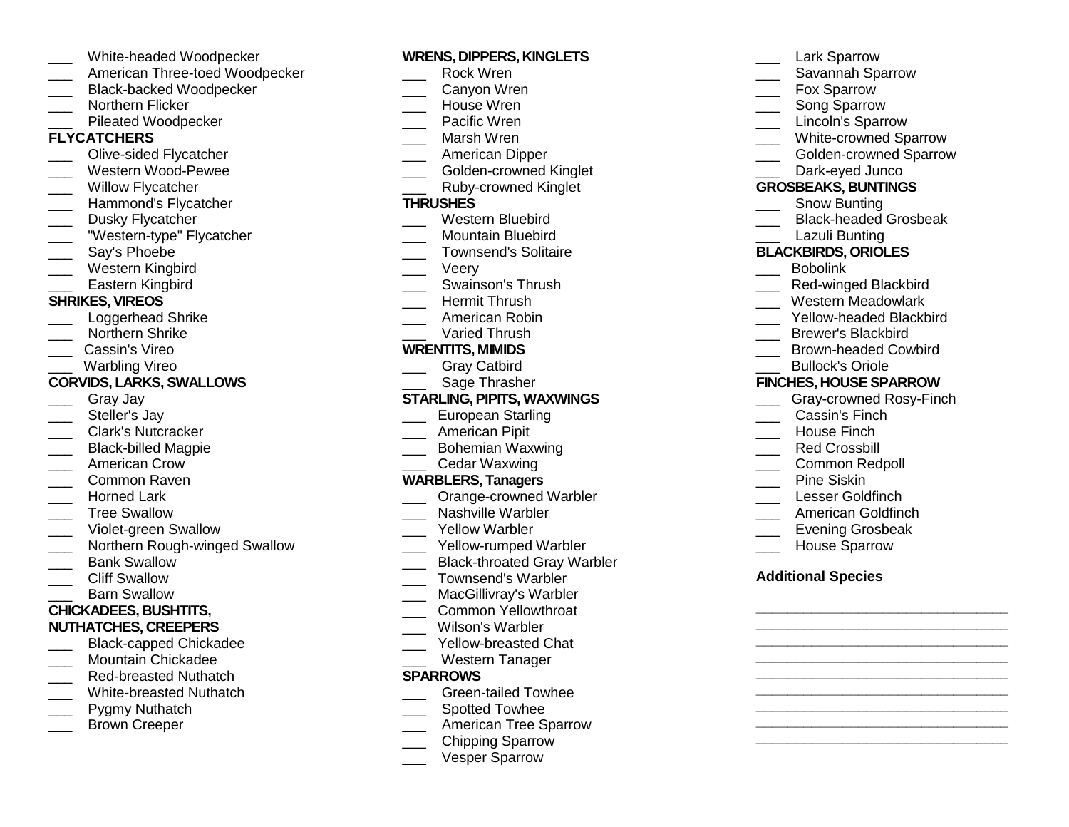- ___ White-headed Woodpecker
- ___ American Three-toed Woodpecker
- ___ Black-backed Woodpecker
- ___ Northern Flicker
- ___ Pileated Woodpecker

**FLYCATCHERS**

- ___ Olive-sided Flycatcher
- ___ Western Wood-Pewee
- ___ Willow Flycatcher
- ___ Hammond's Flycatcher
- ___ Dusky Flycatcher
- ___ "Western-type" Flycatcher
- ___ Say's Phoebe
- ___ Western Kingbird
- ___ Eastern Kingbird

**SHRIKES, VIREOS**

- ___ Loggerhead Shrike
- ___ Northern Shrike
- ___ Cassin's Vireo
- ___ Warbling Vireo

**CORVIDS, LARKS, SWALLOWS**

- ___ Gray Jay
- ___ Steller's Jay
- ___ Clark's Nutcracker
- ___ Black-billed Magpie
- ___ American Crow
- ___ Common Raven
- ___ Horned Lark
- ___ Tree Swallow
- ___ Violet-green Swallow
- ___ Northern Rough-winged Swallow
- ___ Bank Swallow
- ___ Cliff Swallow
- ___ Barn Swallow

**CHICKADEES, BUSHTITS, NUTHATCHES, CREEPERS**

- ___ Black-capped Chickadee
- ___ Mountain Chickadee
- ___ Red-breasted Nuthatch
- ___ White-breasted Nuthatch
- ___ Pygmy Nuthatch
- ___ Brown Creeper

**WRENS, DIPPERS, KINGLETS**

- ___ Rock Wren
- ___ Canyon Wren
- ___ House Wren
- ___ Pacific Wren
- ___ Marsh Wren
- ___ American Dipper
- ___ Golden-crowned Kinglet
- ___ Ruby-crowned Kinglet

**THRUSHES**

- ___ Western Bluebird
- ___ Mountain Bluebird
- ___ Townsend's Solitaire
- ___ Veery
- ___ Swainson's Thrush
- ___ Hermit Thrush
- ___ American Robin
- ___ Varied Thrush

**WRENTITS, MIMIDS**

- ___ Gray Catbird
- ___ Sage Thrasher

**STARLING, PIPITS, WAXWINGS**

- ___ European Starling
- ___ American Pipit
- ___ Bohemian Waxwing
- ___ Cedar Waxwing

**WARBLERS, Tanagers**

- ___ Orange-crowned Warbler
- ___ Nashville Warbler
- ___ Yellow Warbler
- ___ Yellow-rumped Warbler
- ___ Black-throated Gray Warbler
- ___ Townsend's Warbler
- ___ MacGillivray's Warbler
- ___ Common Yellowthroat
- ___ Wilson's Warbler
- ___ Yellow-breasted Chat
- ___ Western Tanager

**SPARROWS**

- ___ Green-tailed Towhee
- ___ Spotted Towhee
- ___ American Tree Sparrow
- ___ Chipping Sparrow
- ___ Vesper Sparrow
- ___ Lark Sparrow
- ___ Savannah Sparrow
- ___ Fox Sparrow
- ___ Song Sparrow
- ___ Lincoln's Sparrow
- ___ White-crowned Sparrow
- ___ Golden-crowned Sparrow
- ___ Dark-eyed Junco

**GROSBEAKS, BUNTINGS**

- ___ Snow Bunting
- ___ Black-headed Grosbeak
- ___ Lazuli Bunting

**BLACKBIRDS, ORIOLES**

- ___ Bobolink
- ___ Red-winged Blackbird
- ___ Western Meadowlark
- ___ Yellow-headed Blackbird
- ___ Brewer's Blackbird
- ___ Brown-headed Cowbird
- ___ Bullock's Oriole

**FINCHES, HOUSE SPARROW**

- ___ Gray-crowned Rosy-Finch
- ___ Cassin's Finch
- ___ House Finch
- ___ Red Crossbill
- ___ Common Redpoll
- ___ Pine Siskin
- ___ Lesser Goldfinch
- ___ American Goldfinch
- ___ Evening Grosbeak
- ___ House Sparrow

**Additional Species**

______________________________

______________________________

______________________________

______________________________

______________________________

______________________________

______________________________

______________________________

______________________________